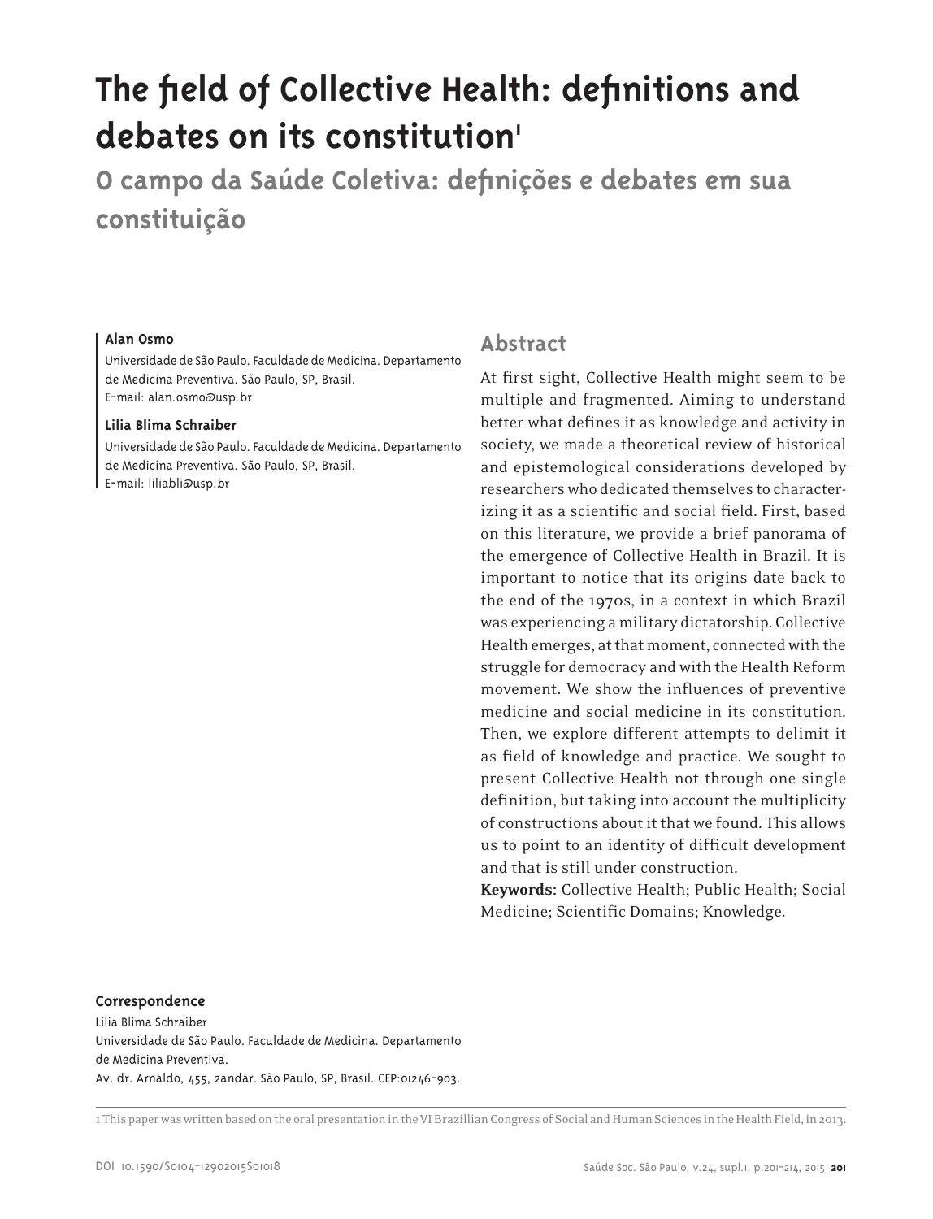# The field of Collective Health: definitions and debates on its constitution[1]

## O campo da Saúde Coletiva: definições e debates em sua constituição

**Alan Osmo**

Universidade de São Paulo. Faculdade de Medicina. Departamento de Medicina Preventiva. São Paulo, SP, Brasil.
E-mail: alan.osmo@usp.br

**Lilia Blima Schraiber**

Universidade de São Paulo. Faculdade de Medicina. Departamento de Medicina Preventiva. São Paulo, SP, Brasil.
E-mail: liliabli@usp.br

## Abstract

At first sight, Collective Health might seem to be multiple and fragmented. Aiming to understand better what defines it as knowledge and activity in society, we made a theoretical review of historical and epistemological considerations developed by researchers who dedicated themselves to characterizing it as a scientific and social field. First, based on this literature, we provide a brief panorama of the emergence of Collective Health in Brazil. It is important to notice that its origins date back to the end of the 1970s, in a context in which Brazil was experiencing a military dictatorship. Collective Health emerges, at that moment, connected with the struggle for democracy and with the Health Reform movement. We show the influences of preventive medicine and social medicine in its constitution. Then, we explore different attempts to delimit it as field of knowledge and practice. We sought to present Collective Health not through one single definition, but taking into account the multiplicity of constructions about it that we found. This allows us to point to an identity of difficult development and that is still under construction.

**Keywords:** Collective Health; Public Health; Social Medicine; Scientific Domains; Knowledge.

**Correspondence**

Lilia Blima Schraiber
Universidade de São Paulo. Faculdade de Medicina. Departamento de Medicina Preventiva.
Av. dr. Arnaldo, 455, 2andar. São Paulo, SP, Brasil. CEP:01246-903.

1 This paper was written based on the oral presentation in the VI Brazillian Congress of Social and Human Sciences in the Health Field, in 2013.

DOI 10.1590/S0104-12902015S01018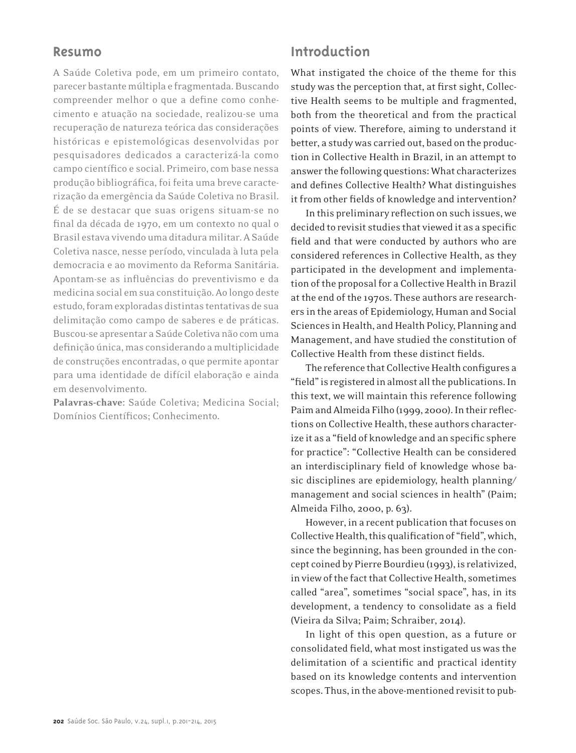## Resumo

A Saúde Coletiva pode, em um primeiro contato, parecer bastante múltipla e fragmentada. Buscando compreender melhor o que a define como conhecimento e atuação na sociedade, realizou-se uma recuperação de natureza teórica das considerações históricas e epistemológicas desenvolvidas por pesquisadores dedicados a caracterizá-la como campo científico e social. Primeiro, com base nessa produção bibliográfica, foi feita uma breve caracterização da emergência da Saúde Coletiva no Brasil. É de se destacar que suas origens situam-se no final da década de 1970, em um contexto no qual o Brasil estava vivendo uma ditadura militar. A Saúde Coletiva nasce, nesse período, vinculada à luta pela democracia e ao movimento da Reforma Sanitária. Apontam-se as influências do preventivismo e da medicina social em sua constituição. Ao longo deste estudo, foram exploradas distintas tentativas de sua delimitação como campo de saberes e de práticas. Buscou-se apresentar a Saúde Coletiva não com uma definição única, mas considerando a multiplicidade de construções encontradas, o que permite apontar para uma identidade de difícil elaboração e ainda em desenvolvimento.

**Palavras-chave**: Saúde Coletiva; Medicina Social; Domínios Científicos; Conhecimento.

## Introduction

What instigated the choice of the theme for this study was the perception that, at first sight, Collective Health seems to be multiple and fragmented, both from the theoretical and from the practical points of view. Therefore, aiming to understand it better, a study was carried out, based on the production in Collective Health in Brazil, in an attempt to answer the following questions: What characterizes and defines Collective Health? What distinguishes it from other fields of knowledge and intervention?

In this preliminary reflection on such issues, we decided to revisit studies that viewed it as a specific field and that were conducted by authors who are considered references in Collective Health, as they participated in the development and implementation of the proposal for a Collective Health in Brazil at the end of the 1970s. These authors are researchers in the areas of Epidemiology, Human and Social Sciences in Health, and Health Policy, Planning and Management, and have studied the constitution of Collective Health from these distinct fields.

The reference that Collective Health configures a "field" is registered in almost all the publications. In this text, we will maintain this reference following Paim and Almeida Filho (1999, 2000). In their reflections on Collective Health, these authors characterize it as a "field of knowledge and an specific sphere for practice": "Collective Health can be considered an interdisciplinary field of knowledge whose basic disciplines are epidemiology, health planning/management and social sciences in health" (Paim; Almeida Filho, 2000, p. 63).

However, in a recent publication that focuses on Collective Health, this qualification of "field", which, since the beginning, has been grounded in the concept coined by Pierre Bourdieu (1993), is relativized, in view of the fact that Collective Health, sometimes called "area", sometimes "social space", has, in its development, a tendency to consolidate as a field (Vieira da Silva; Paim; Schraiber, 2014).

In light of this open question, as a future or consolidated field, what most instigated us was the delimitation of a scientific and practical identity based on its knowledge contents and intervention scopes. Thus, in the above-mentioned revisit to pub-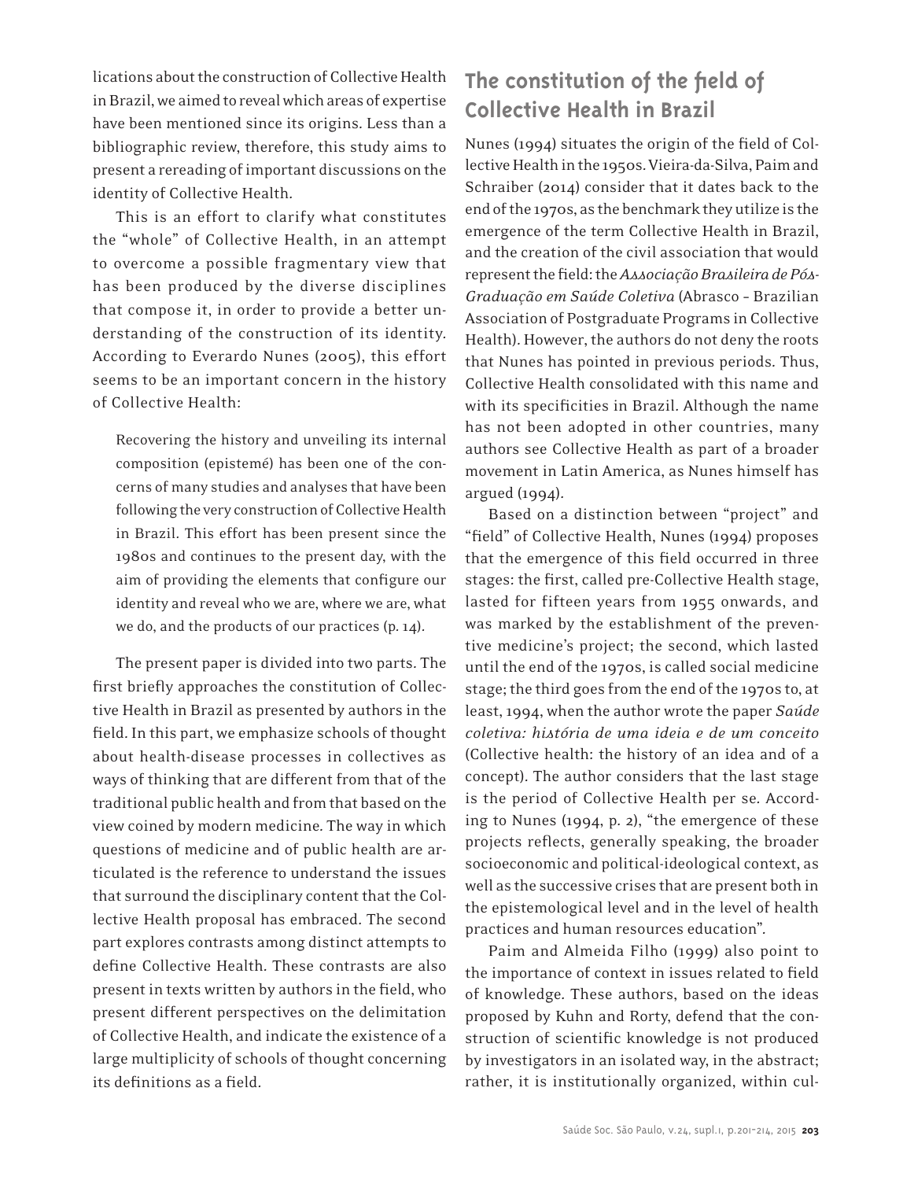lications about the construction of Collective Health in Brazil, we aimed to reveal which areas of expertise have been mentioned since its origins. Less than a bibliographic review, therefore, this study aims to present a rereading of important discussions on the identity of Collective Health.

This is an effort to clarify what constitutes the "whole" of Collective Health, in an attempt to overcome a possible fragmentary view that has been produced by the diverse disciplines that compose it, in order to provide a better understanding of the construction of its identity. According to Everardo Nunes (2005), this effort seems to be an important concern in the history of Collective Health:

> Recovering the history and unveiling its internal composition (epistemé) has been one of the concerns of many studies and analyses that have been following the very construction of Collective Health in Brazil. This effort has been present since the 1980s and continues to the present day, with the aim of providing the elements that configure our identity and reveal who we are, where we are, what we do, and the products of our practices (p. 14).

The present paper is divided into two parts. The first briefly approaches the constitution of Collective Health in Brazil as presented by authors in the field. In this part, we emphasize schools of thought about health-disease processes in collectives as ways of thinking that are different from that of the traditional public health and from that based on the view coined by modern medicine. The way in which questions of medicine and of public health are articulated is the reference to understand the issues that surround the disciplinary content that the Collective Health proposal has embraced. The second part explores contrasts among distinct attempts to define Collective Health. These contrasts are also present in texts written by authors in the field, who present different perspectives on the delimitation of Collective Health, and indicate the existence of a large multiplicity of schools of thought concerning its definitions as a field.

## The constitution of the field of Collective Health in Brazil

Nunes (1994) situates the origin of the field of Collective Health in the 1950s. Vieira-da-Silva, Paim and Schraiber (2014) consider that it dates back to the end of the 1970s, as the benchmark they utilize is the emergence of the term Collective Health in Brazil, and the creation of the civil association that would represent the field: the *Associação Brasileira de Pós-Graduação em Saúde Coletiva* (Abrasco - Brazilian Association of Postgraduate Programs in Collective Health). However, the authors do not deny the roots that Nunes has pointed in previous periods. Thus, Collective Health consolidated with this name and with its specificities in Brazil. Although the name has not been adopted in other countries, many authors see Collective Health as part of a broader movement in Latin America, as Nunes himself has argued (1994).

Based on a distinction between "project" and "field" of Collective Health, Nunes (1994) proposes that the emergence of this field occurred in three stages: the first, called pre-Collective Health stage, lasted for fifteen years from 1955 onwards, and was marked by the establishment of the preventive medicine's project; the second, which lasted until the end of the 1970s, is called social medicine stage; the third goes from the end of the 1970s to, at least, 1994, when the author wrote the paper *Saúde coletiva: história de uma ideia e de um conceito* (Collective health: the history of an idea and of a concept). The author considers that the last stage is the period of Collective Health per se. According to Nunes (1994, p. 2), "the emergence of these projects reflects, generally speaking, the broader socioeconomic and political-ideological context, as well as the successive crises that are present both in the epistemological level and in the level of health practices and human resources education".

Paim and Almeida Filho (1999) also point to the importance of context in issues related to field of knowledge. These authors, based on the ideas proposed by Kuhn and Rorty, defend that the construction of scientific knowledge is not produced by investigators in an isolated way, in the abstract; rather, it is institutionally organized, within cul-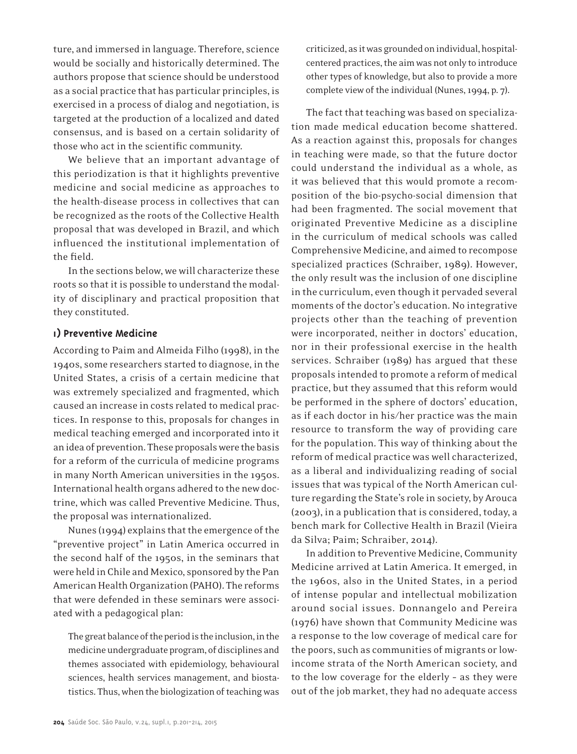ture, and immersed in language. Therefore, science would be socially and historically determined. The authors propose that science should be understood as a social practice that has particular principles, is exercised in a process of dialog and negotiation, is targeted at the production of a localized and dated consensus, and is based on a certain solidarity of those who act in the scientific community.

We believe that an important advantage of this periodization is that it highlights preventive medicine and social medicine as approaches to the health-disease process in collectives that can be recognized as the roots of the Collective Health proposal that was developed in Brazil, and which influenced the institutional implementation of the field.

In the sections below, we will characterize these roots so that it is possible to understand the modality of disciplinary and practical proposition that they constituted.

## 1) Preventive Medicine

According to Paim and Almeida Filho (1998), in the 1940s, some researchers started to diagnose, in the United States, a crisis of a certain medicine that was extremely specialized and fragmented, which caused an increase in costs related to medical practices. In response to this, proposals for changes in medical teaching emerged and incorporated into it an idea of prevention. These proposals were the basis for a reform of the curricula of medicine programs in many North American universities in the 1950s. International health organs adhered to the new doctrine, which was called Preventive Medicine. Thus, the proposal was internationalized.

Nunes (1994) explains that the emergence of the "preventive project" in Latin America occurred in the second half of the 1950s, in the seminars that were held in Chile and Mexico, sponsored by the Pan American Health Organization (PAHO). The reforms that were defended in these seminars were associated with a pedagogical plan:

> The great balance of the period is the inclusion, in the medicine undergraduate program, of disciplines and themes associated with epidemiology, behavioural sciences, health services management, and biostatistics. Thus, when the biologization of teaching was criticized, as it was grounded on individual, hospital-centered practices, the aim was not only to introduce other types of knowledge, but also to provide a more complete view of the individual (Nunes, 1994, p. 7).

The fact that teaching was based on specialization made medical education become shattered. As a reaction against this, proposals for changes in teaching were made, so that the future doctor could understand the individual as a whole, as it was believed that this would promote a recomposition of the bio-psycho-social dimension that had been fragmented. The social movement that originated Preventive Medicine as a discipline in the curriculum of medical schools was called Comprehensive Medicine, and aimed to recompose specialized practices (Schraiber, 1989). However, the only result was the inclusion of one discipline in the curriculum, even though it pervaded several moments of the doctor's education. No integrative projects other than the teaching of prevention were incorporated, neither in doctors' education, nor in their professional exercise in the health services. Schraiber (1989) has argued that these proposals intended to promote a reform of medical practice, but they assumed that this reform would be performed in the sphere of doctors' education, as if each doctor in his/her practice was the main resource to transform the way of providing care for the population. This way of thinking about the reform of medical practice was well characterized, as a liberal and individualizing reading of social issues that was typical of the North American culture regarding the State's role in society, by Arouca (2003), in a publication that is considered, today, a bench mark for Collective Health in Brazil (Vieira da Silva; Paim; Schraiber, 2014).

In addition to Preventive Medicine, Community Medicine arrived at Latin America. It emerged, in the 1960s, also in the United States, in a period of intense popular and intellectual mobilization around social issues. Donnangelo and Pereira (1976) have shown that Community Medicine was a response to the low coverage of medical care for the poors, such as communities of migrants or low-income strata of the North American society, and to the low coverage for the elderly – as they were out of the job market, they had no adequate access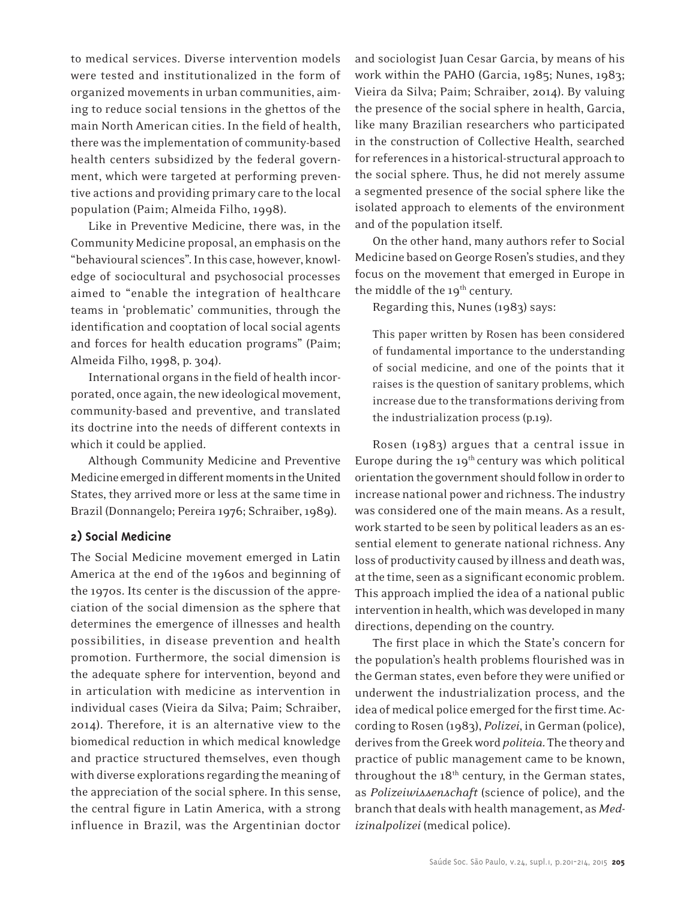to medical services. Diverse intervention models were tested and institutionalized in the form of organized movements in urban communities, aiming to reduce social tensions in the ghettos of the main North American cities. In the field of health, there was the implementation of community-based health centers subsidized by the federal government, which were targeted at performing preventive actions and providing primary care to the local population (Paim; Almeida Filho, 1998).

Like in Preventive Medicine, there was, in the Community Medicine proposal, an emphasis on the "behavioural sciences". In this case, however, knowledge of sociocultural and psychosocial processes aimed to "enable the integration of healthcare teams in 'problematic' communities, through the identification and cooptation of local social agents and forces for health education programs" (Paim; Almeida Filho, 1998, p. 304).

International organs in the field of health incorporated, once again, the new ideological movement, community-based and preventive, and translated its doctrine into the needs of different contexts in which it could be applied.

Although Community Medicine and Preventive Medicine emerged in different moments in the United States, they arrived more or less at the same time in Brazil (Donnangelo; Pereira 1976; Schraiber, 1989).

## 2) Social Medicine

The Social Medicine movement emerged in Latin America at the end of the 1960s and beginning of the 1970s. Its center is the discussion of the appreciation of the social dimension as the sphere that determines the emergence of illnesses and health possibilities, in disease prevention and health promotion. Furthermore, the social dimension is the adequate sphere for intervention, beyond and in articulation with medicine as intervention in individual cases (Vieira da Silva; Paim; Schraiber, 2014). Therefore, it is an alternative view to the biomedical reduction in which medical knowledge and practice structured themselves, even though with diverse explorations regarding the meaning of the appreciation of the social sphere. In this sense, the central figure in Latin America, with a strong influence in Brazil, was the Argentinian doctor and sociologist Juan Cesar Garcia, by means of his work within the PAHO (Garcia, 1985; Nunes, 1983; Vieira da Silva; Paim; Schraiber, 2014). By valuing the presence of the social sphere in health, Garcia, like many Brazilian researchers who participated in the construction of Collective Health, searched for references in a historical-structural approach to the social sphere. Thus, he did not merely assume a segmented presence of the social sphere like the isolated approach to elements of the environment and of the population itself.

On the other hand, many authors refer to Social Medicine based on George Rosen's studies, and they focus on the movement that emerged in Europe in the middle of the 19th century.

Regarding this, Nunes (1983) says:

> This paper written by Rosen has been considered of fundamental importance to the understanding of social medicine, and one of the points that it raises is the question of sanitary problems, which increase due to the transformations deriving from the industrialization process (p.19).

Rosen (1983) argues that a central issue in Europe during the 19th century was which political orientation the government should follow in order to increase national power and richness. The industry was considered one of the main means. As a result, work started to be seen by political leaders as an essential element to generate national richness. Any loss of productivity caused by illness and death was, at the time, seen as a significant economic problem. This approach implied the idea of a national public intervention in health, which was developed in many directions, depending on the country.

The first place in which the State's concern for the population's health problems flourished was in the German states, even before they were unified or underwent the industrialization process, and the idea of medical police emerged for the first time. According to Rosen (1983), *Polizei*, in German (police), derives from the Greek word *politeia*. The theory and practice of public management came to be known, throughout the 18th century, in the German states, as *Polizeiwissenschaft* (science of police), and the branch that deals with health management, as *Medizinalpolizei* (medical police).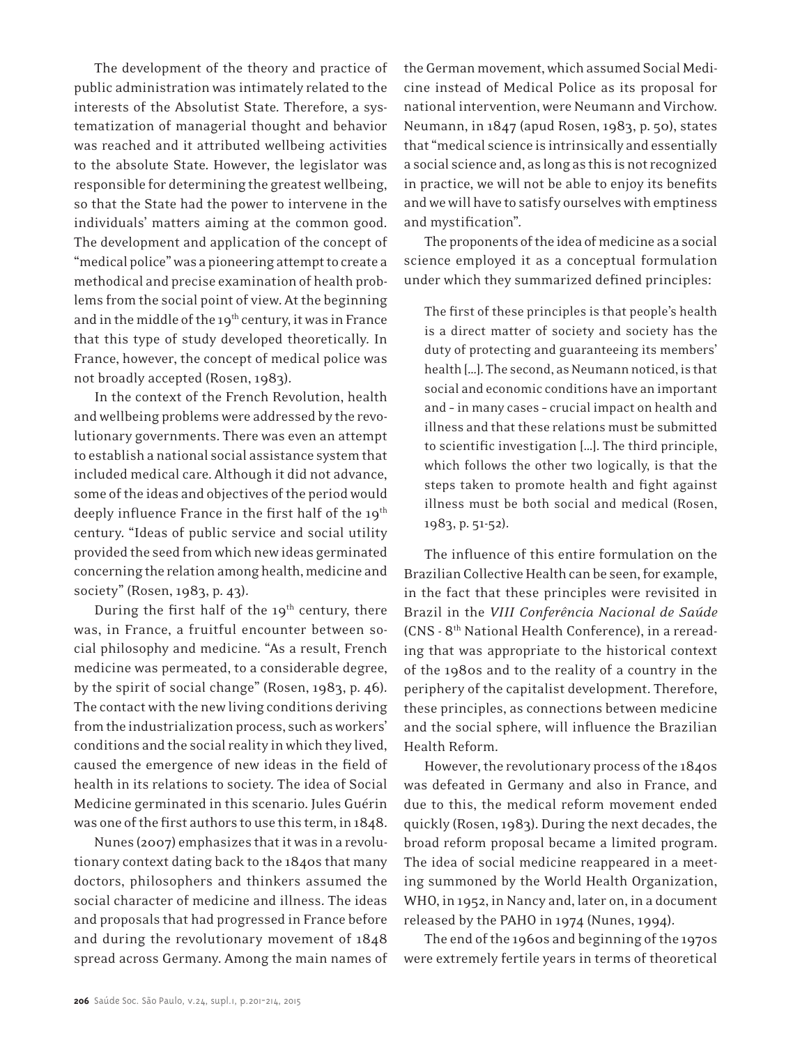The development of the theory and practice of public administration was intimately related to the interests of the Absolutist State. Therefore, a systematization of managerial thought and behavior was reached and it attributed wellbeing activities to the absolute State. However, the legislator was responsible for determining the greatest wellbeing, so that the State had the power to intervene in the individuals' matters aiming at the common good. The development and application of the concept of "medical police" was a pioneering attempt to create a methodical and precise examination of health problems from the social point of view. At the beginning and in the middle of the 19th century, it was in France that this type of study developed theoretically. In France, however, the concept of medical police was not broadly accepted (Rosen, 1983).

In the context of the French Revolution, health and wellbeing problems were addressed by the revolutionary governments. There was even an attempt to establish a national social assistance system that included medical care. Although it did not advance, some of the ideas and objectives of the period would deeply influence France in the first half of the 19th century. "Ideas of public service and social utility provided the seed from which new ideas germinated concerning the relation among health, medicine and society" (Rosen, 1983, p. 43).

During the first half of the 19th century, there was, in France, a fruitful encounter between social philosophy and medicine. "As a result, French medicine was permeated, to a considerable degree, by the spirit of social change" (Rosen, 1983, p. 46). The contact with the new living conditions deriving from the industrialization process, such as workers' conditions and the social reality in which they lived, caused the emergence of new ideas in the field of health in its relations to society. The idea of Social Medicine germinated in this scenario. Jules Guérin was one of the first authors to use this term, in 1848.

Nunes (2007) emphasizes that it was in a revolutionary context dating back to the 1840s that many doctors, philosophers and thinkers assumed the social character of medicine and illness. The ideas and proposals that had progressed in France before and during the revolutionary movement of 1848 spread across Germany. Among the main names of the German movement, which assumed Social Medicine instead of Medical Police as its proposal for national intervention, were Neumann and Virchow. Neumann, in 1847 (apud Rosen, 1983, p. 50), states that "medical science is intrinsically and essentially a social science and, as long as this is not recognized in practice, we will not be able to enjoy its benefits and we will have to satisfy ourselves with emptiness and mystification".

The proponents of the idea of medicine as a social science employed it as a conceptual formulation under which they summarized defined principles:

> The first of these principles is that people's health is a direct matter of society and society has the duty of protecting and guaranteeing its members' health [...]. The second, as Neumann noticed, is that social and economic conditions have an important and – in many cases – crucial impact on health and illness and that these relations must be submitted to scientific investigation [...]. The third principle, which follows the other two logically, is that the steps taken to promote health and fight against illness must be both social and medical (Rosen, 1983, p. 51-52).

The influence of this entire formulation on the Brazilian Collective Health can be seen, for example, in the fact that these principles were revisited in Brazil in the *VIII Conferência Nacional de Saúde* (CNS - 8th National Health Conference), in a rereading that was appropriate to the historical context of the 1980s and to the reality of a country in the periphery of the capitalist development. Therefore, these principles, as connections between medicine and the social sphere, will influence the Brazilian Health Reform.

However, the revolutionary process of the 1840s was defeated in Germany and also in France, and due to this, the medical reform movement ended quickly (Rosen, 1983). During the next decades, the broad reform proposal became a limited program. The idea of social medicine reappeared in a meeting summoned by the World Health Organization, WHO, in 1952, in Nancy and, later on, in a document released by the PAHO in 1974 (Nunes, 1994).

The end of the 1960s and beginning of the 1970s were extremely fertile years in terms of theoretical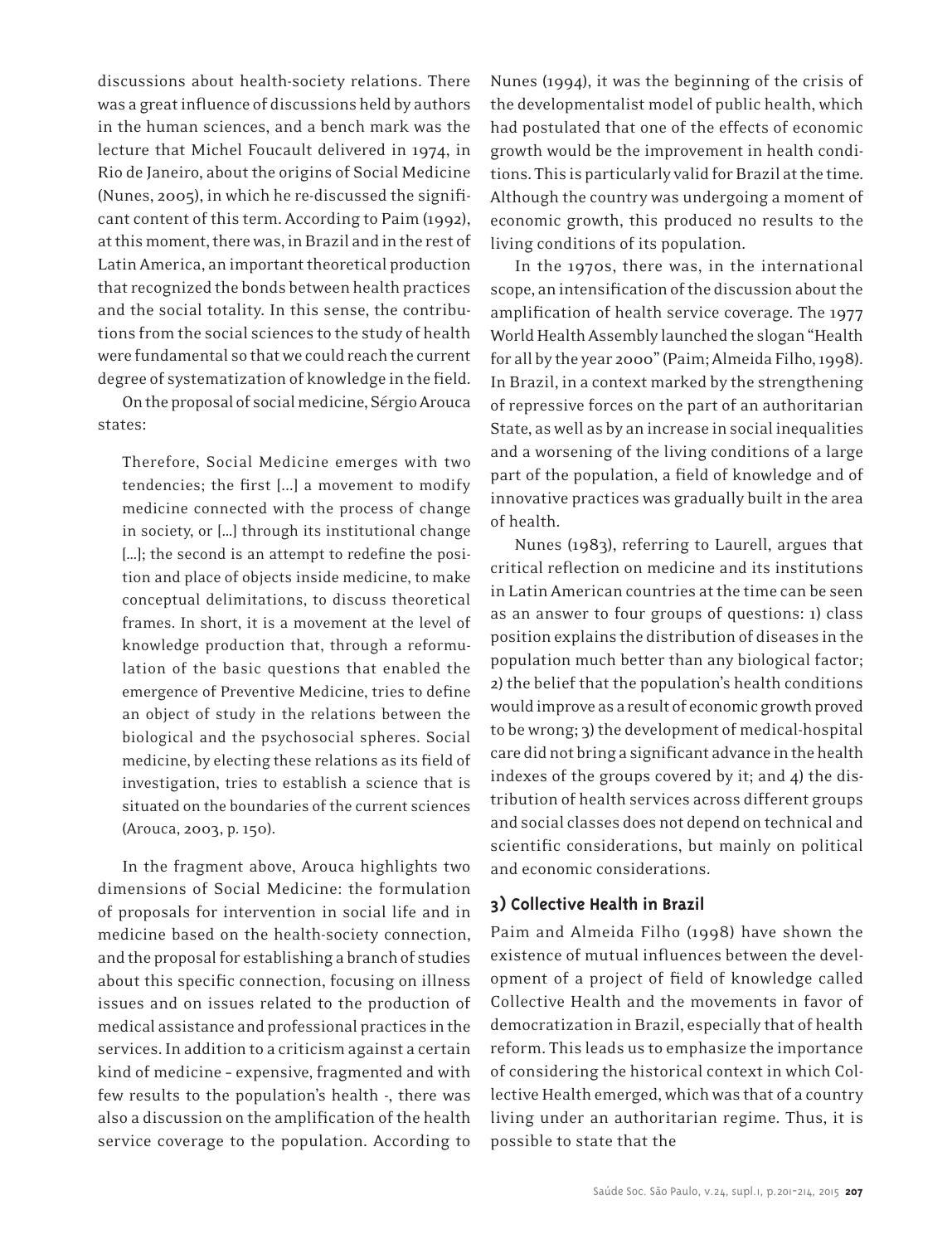discussions about health-society relations. There was a great influence of discussions held by authors in the human sciences, and a bench mark was the lecture that Michel Foucault delivered in 1974, in Rio de Janeiro, about the origins of Social Medicine (Nunes, 2005), in which he re-discussed the significant content of this term. According to Paim (1992), at this moment, there was, in Brazil and in the rest of Latin America, an important theoretical production that recognized the bonds between health practices and the social totality. In this sense, the contributions from the social sciences to the study of health were fundamental so that we could reach the current degree of systematization of knowledge in the field.

On the proposal of social medicine, Sérgio Arouca states:

> Therefore, Social Medicine emerges with two tendencies; the first [...] a movement to modify medicine connected with the process of change in society, or [...] through its institutional change [...]; the second is an attempt to redefine the position and place of objects inside medicine, to make conceptual delimitations, to discuss theoretical frames. In short, it is a movement at the level of knowledge production that, through a reformulation of the basic questions that enabled the emergence of Preventive Medicine, tries to define an object of study in the relations between the biological and the psychosocial spheres. Social medicine, by electing these relations as its field of investigation, tries to establish a science that is situated on the boundaries of the current sciences (Arouca, 2003, p. 150).

In the fragment above, Arouca highlights two dimensions of Social Medicine: the formulation of proposals for intervention in social life and in medicine based on the health-society connection, and the proposal for establishing a branch of studies about this specific connection, focusing on illness issues and on issues related to the production of medical assistance and professional practices in the services. In addition to a criticism against a certain kind of medicine – expensive, fragmented and with few results to the population's health -, there was also a discussion on the amplification of the health service coverage to the population. According to Nunes (1994), it was the beginning of the crisis of the developmentalist model of public health, which had postulated that one of the effects of economic growth would be the improvement in health conditions. This is particularly valid for Brazil at the time. Although the country was undergoing a moment of economic growth, this produced no results to the living conditions of its population.

In the 1970s, there was, in the international scope, an intensification of the discussion about the amplification of health service coverage. The 1977 World Health Assembly launched the slogan "Health for all by the year 2000" (Paim; Almeida Filho, 1998). In Brazil, in a context marked by the strengthening of repressive forces on the part of an authoritarian State, as well as by an increase in social inequalities and a worsening of the living conditions of a large part of the population, a field of knowledge and of innovative practices was gradually built in the area of health.

Nunes (1983), referring to Laurell, argues that critical reflection on medicine and its institutions in Latin American countries at the time can be seen as an answer to four groups of questions: 1) class position explains the distribution of diseases in the population much better than any biological factor; 2) the belief that the population's health conditions would improve as a result of economic growth proved to be wrong; 3) the development of medical-hospital care did not bring a significant advance in the health indexes of the groups covered by it; and 4) the distribution of health services across different groups and social classes does not depend on technical and scientific considerations, but mainly on political and economic considerations.

## 3) Collective Health in Brazil

Paim and Almeida Filho (1998) have shown the existence of mutual influences between the development of a project of field of knowledge called Collective Health and the movements in favor of democratization in Brazil, especially that of health reform. This leads us to emphasize the importance of considering the historical context in which Collective Health emerged, which was that of a country living under an authoritarian regime. Thus, it is possible to state that the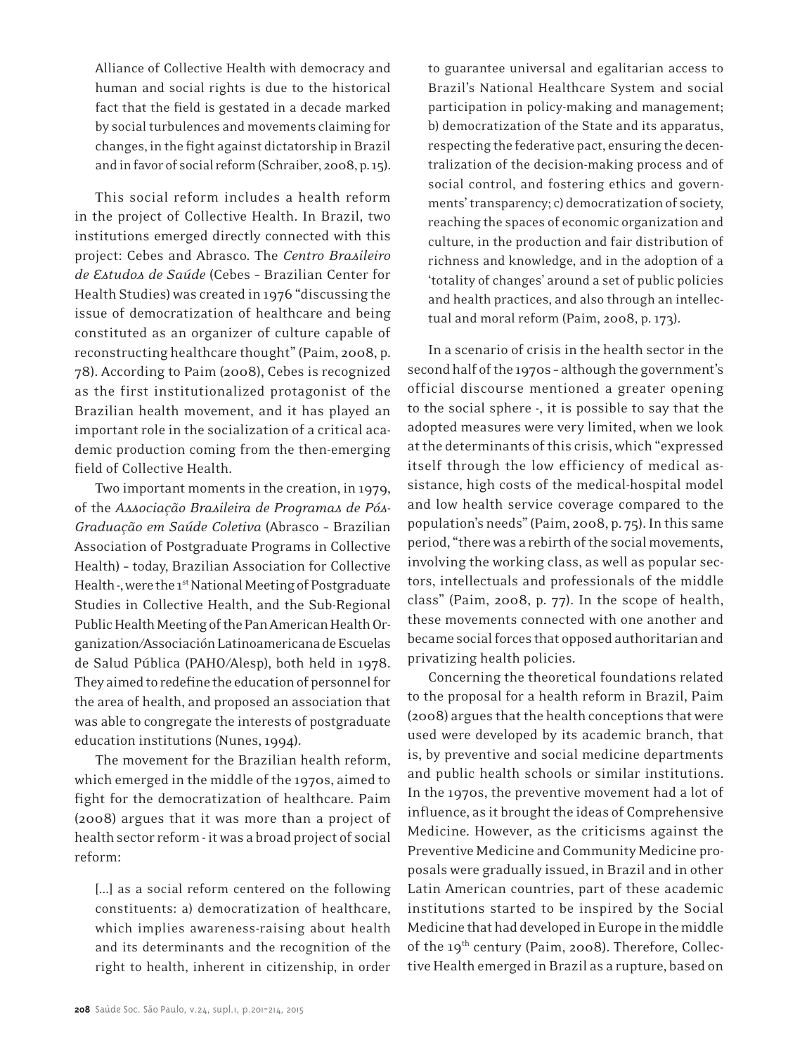Alliance of Collective Health with democracy and human and social rights is due to the historical fact that the field is gestated in a decade marked by social turbulences and movements claiming for changes, in the fight against dictatorship in Brazil and in favor of social reform (Schraiber, 2008, p. 15).

This social reform includes a health reform in the project of Collective Health. In Brazil, two institutions emerged directly connected with this project: Cebes and Abrasco. The *Centro Brasileiro de Estudos de Saúde* (Cebes – Brazilian Center for Health Studies) was created in 1976 "discussing the issue of democratization of healthcare and being constituted as an organizer of culture capable of reconstructing healthcare thought" (Paim, 2008, p. 78). According to Paim (2008), Cebes is recognized as the first institutionalized protagonist of the Brazilian health movement, and it has played an important role in the socialization of a critical academic production coming from the then-emerging field of Collective Health.

Two important moments in the creation, in 1979, of the *Associação Brasileira de Programas de Pós-Graduação em Saúde Coletiva* (Abrasco – Brazilian Association of Postgraduate Programs in Collective Health) – today, Brazilian Association for Collective Health -, were the 1st National Meeting of Postgraduate Studies in Collective Health, and the Sub-Regional Public Health Meeting of the Pan American Health Organization/Associación Latinoamericana de Escuelas de Salud Pública (PAHO/Alesp), both held in 1978. They aimed to redefine the education of personnel for the area of health, and proposed an association that was able to congregate the interests of postgraduate education institutions (Nunes, 1994).

The movement for the Brazilian health reform, which emerged in the middle of the 1970s, aimed to fight for the democratization of healthcare. Paim (2008) argues that it was more than a project of health sector reform - it was a broad project of social reform:

> [...] as a social reform centered on the following constituents: a) democratization of healthcare, which implies awareness-raising about health and its determinants and the recognition of the right to health, inherent in citizenship, in order to guarantee universal and egalitarian access to Brazil's National Healthcare System and social participation in policy-making and management; b) democratization of the State and its apparatus, respecting the federative pact, ensuring the decentralization of the decision-making process and of social control, and fostering ethics and governments' transparency; c) democratization of society, reaching the spaces of economic organization and culture, in the production and fair distribution of richness and knowledge, and in the adoption of a 'totality of changes' around a set of public policies and health practices, and also through an intellectual and moral reform (Paim, 2008, p. 173).

In a scenario of crisis in the health sector in the second half of the 1970s – although the government's official discourse mentioned a greater opening to the social sphere -, it is possible to say that the adopted measures were very limited, when we look at the determinants of this crisis, which "expressed itself through the low efficiency of medical assistance, high costs of the medical-hospital model and low health service coverage compared to the population's needs" (Paim, 2008, p. 75). In this same period, "there was a rebirth of the social movements, involving the working class, as well as popular sectors, intellectuals and professionals of the middle class" (Paim, 2008, p. 77). In the scope of health, these movements connected with one another and became social forces that opposed authoritarian and privatizing health policies.

Concerning the theoretical foundations related to the proposal for a health reform in Brazil, Paim (2008) argues that the health conceptions that were used were developed by its academic branch, that is, by preventive and social medicine departments and public health schools or similar institutions. In the 1970s, the preventive movement had a lot of influence, as it brought the ideas of Comprehensive Medicine. However, as the criticisms against the Preventive Medicine and Community Medicine proposals were gradually issued, in Brazil and in other Latin American countries, part of these academic institutions started to be inspired by the Social Medicine that had developed in Europe in the middle of the 19th century (Paim, 2008). Therefore, Collective Health emerged in Brazil as a rupture, based on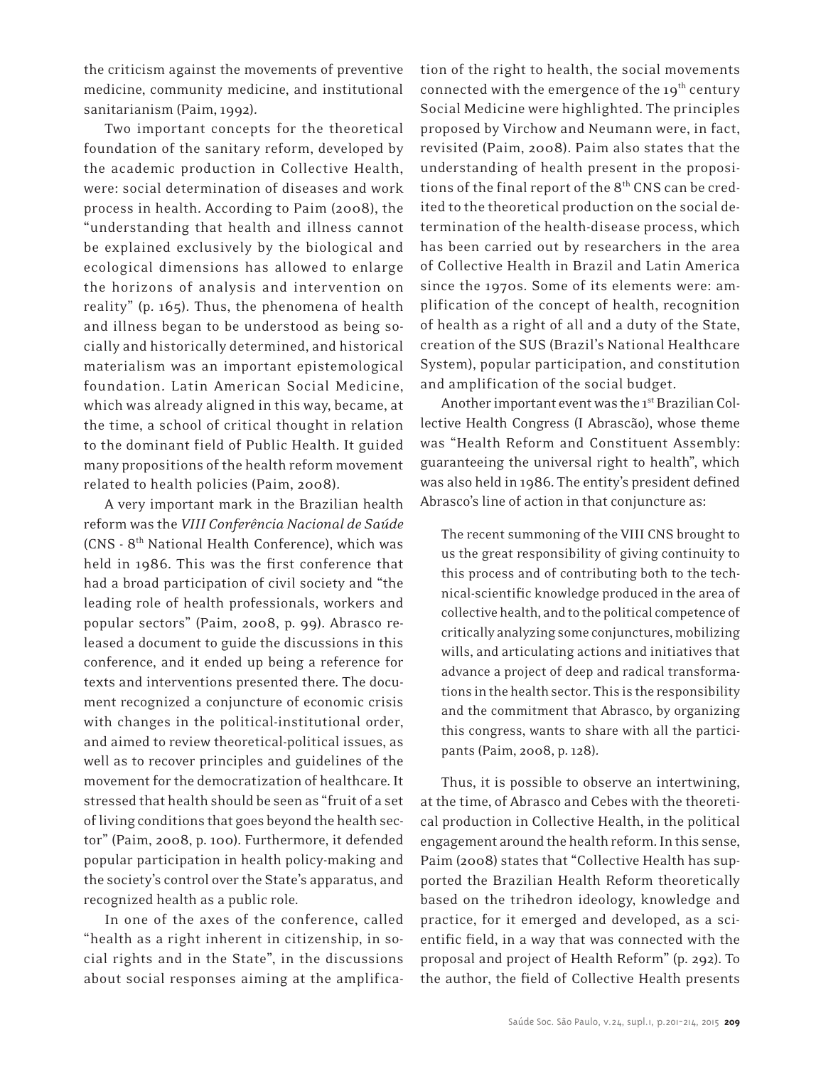the criticism against the movements of preventive medicine, community medicine, and institutional sanitarianism (Paim, 1992).

Two important concepts for the theoretical foundation of the sanitary reform, developed by the academic production in Collective Health, were: social determination of diseases and work process in health. According to Paim (2008), the "understanding that health and illness cannot be explained exclusively by the biological and ecological dimensions has allowed to enlarge the horizons of analysis and intervention on reality" (p. 165). Thus, the phenomena of health and illness began to be understood as being socially and historically determined, and historical materialism was an important epistemological foundation. Latin American Social Medicine, which was already aligned in this way, became, at the time, a school of critical thought in relation to the dominant field of Public Health. It guided many propositions of the health reform movement related to health policies (Paim, 2008).

A very important mark in the Brazilian health reform was the *VIII Conferência Nacional de Saúde* (CNS - 8th National Health Conference), which was held in 1986. This was the first conference that had a broad participation of civil society and "the leading role of health professionals, workers and popular sectors" (Paim, 2008, p. 99). Abrasco released a document to guide the discussions in this conference, and it ended up being a reference for texts and interventions presented there. The document recognized a conjuncture of economic crisis with changes in the political-institutional order, and aimed to review theoretical-political issues, as well as to recover principles and guidelines of the movement for the democratization of healthcare. It stressed that health should be seen as "fruit of a set of living conditions that goes beyond the health sector" (Paim, 2008, p. 100). Furthermore, it defended popular participation in health policy-making and the society's control over the State's apparatus, and recognized health as a public role.

In one of the axes of the conference, called "health as a right inherent in citizenship, in social rights and in the State", in the discussions about social responses aiming at the amplification of the right to health, the social movements connected with the emergence of the 19th century Social Medicine were highlighted. The principles proposed by Virchow and Neumann were, in fact, revisited (Paim, 2008). Paim also states that the understanding of health present in the propositions of the final report of the 8th CNS can be credited to the theoretical production on the social determination of the health-disease process, which has been carried out by researchers in the area of Collective Health in Brazil and Latin America since the 1970s. Some of its elements were: amplification of the concept of health, recognition of health as a right of all and a duty of the State, creation of the SUS (Brazil's National Healthcare System), popular participation, and constitution and amplification of the social budget.

Another important event was the 1st Brazilian Collective Health Congress (I Abrascão), whose theme was "Health Reform and Constituent Assembly: guaranteeing the universal right to health", which was also held in 1986. The entity's president defined Abrasco's line of action in that conjuncture as:

> The recent summoning of the VIII CNS brought to us the great responsibility of giving continuity to this process and of contributing both to the technical-scientific knowledge produced in the area of collective health, and to the political competence of critically analyzing some conjunctures, mobilizing wills, and articulating actions and initiatives that advance a project of deep and radical transformations in the health sector. This is the responsibility and the commitment that Abrasco, by organizing this congress, wants to share with all the participants (Paim, 2008, p. 128).

Thus, it is possible to observe an intertwining, at the time, of Abrasco and Cebes with the theoretical production in Collective Health, in the political engagement around the health reform. In this sense, Paim (2008) states that "Collective Health has supported the Brazilian Health Reform theoretically based on the trihedron ideology, knowledge and practice, for it emerged and developed, as a scientific field, in a way that was connected with the proposal and project of Health Reform" (p. 292). To the author, the field of Collective Health presents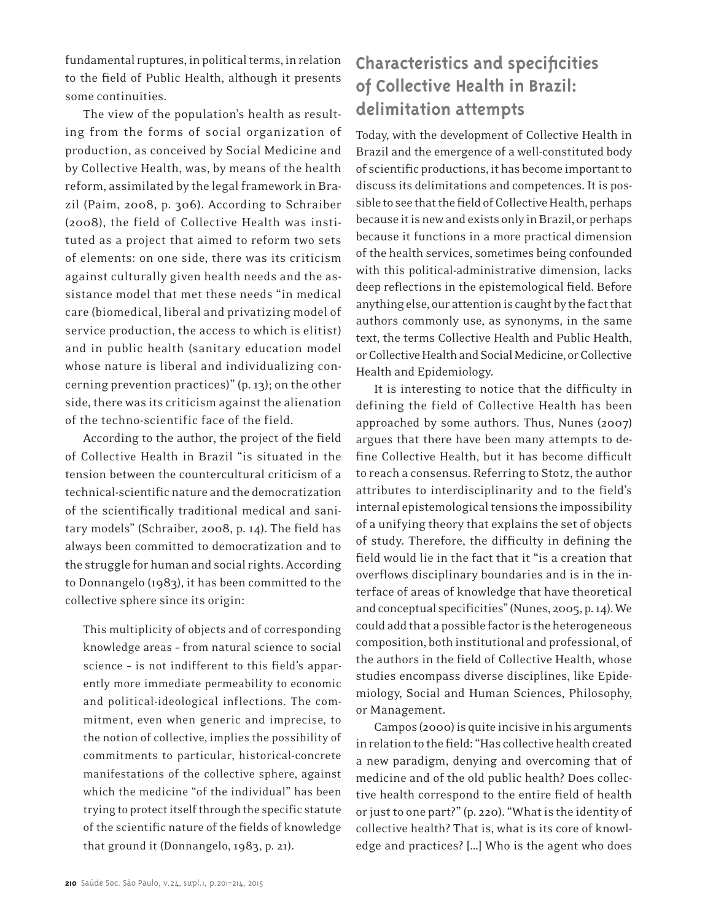fundamental ruptures, in political terms, in relation to the field of Public Health, although it presents some continuities.

The view of the population's health as resulting from the forms of social organization of production, as conceived by Social Medicine and by Collective Health, was, by means of the health reform, assimilated by the legal framework in Brazil (Paim, 2008, p. 306). According to Schraiber (2008), the field of Collective Health was instituted as a project that aimed to reform two sets of elements: on one side, there was its criticism against culturally given health needs and the assistance model that met these needs "in medical care (biomedical, liberal and privatizing model of service production, the access to which is elitist) and in public health (sanitary education model whose nature is liberal and individualizing concerning prevention practices)" (p. 13); on the other side, there was its criticism against the alienation of the techno-scientific face of the field.

According to the author, the project of the field of Collective Health in Brazil "is situated in the tension between the countercultural criticism of a technical-scientific nature and the democratization of the scientifically traditional medical and sanitary models" (Schraiber, 2008, p. 14). The field has always been committed to democratization and to the struggle for human and social rights. According to Donnangelo (1983), it has been committed to the collective sphere since its origin:

> This multiplicity of objects and of corresponding knowledge areas – from natural science to social science – is not indifferent to this field's apparently more immediate permeability to economic and political-ideological inflections. The commitment, even when generic and imprecise, to the notion of collective, implies the possibility of commitments to particular, historical-concrete manifestations of the collective sphere, against which the medicine "of the individual" has been trying to protect itself through the specific statute of the scientific nature of the fields of knowledge that ground it (Donnangelo, 1983, p. 21).

## Characteristics and specificities of Collective Health in Brazil: delimitation attempts

Today, with the development of Collective Health in Brazil and the emergence of a well-constituted body of scientific productions, it has become important to discuss its delimitations and competences. It is possible to see that the field of Collective Health, perhaps because it is new and exists only in Brazil, or perhaps because it functions in a more practical dimension of the health services, sometimes being confounded with this political-administrative dimension, lacks deep reflections in the epistemological field. Before anything else, our attention is caught by the fact that authors commonly use, as synonyms, in the same text, the terms Collective Health and Public Health, or Collective Health and Social Medicine, or Collective Health and Epidemiology.

It is interesting to notice that the difficulty in defining the field of Collective Health has been approached by some authors. Thus, Nunes (2007) argues that there have been many attempts to define Collective Health, but it has become difficult to reach a consensus. Referring to Stotz, the author attributes to interdisciplinarity and to the field's internal epistemological tensions the impossibility of a unifying theory that explains the set of objects of study. Therefore, the difficulty in defining the field would lie in the fact that it "is a creation that overflows disciplinary boundaries and is in the interface of areas of knowledge that have theoretical and conceptual specificities" (Nunes, 2005, p. 14). We could add that a possible factor is the heterogeneous composition, both institutional and professional, of the authors in the field of Collective Health, whose studies encompass diverse disciplines, like Epidemiology, Social and Human Sciences, Philosophy, or Management.

Campos (2000) is quite incisive in his arguments in relation to the field: "Has collective health created a new paradigm, denying and overcoming that of medicine and of the old public health? Does collective health correspond to the entire field of health or just to one part?" (p. 220). "What is the identity of collective health? That is, what is its core of knowledge and practices? [...] Who is the agent who does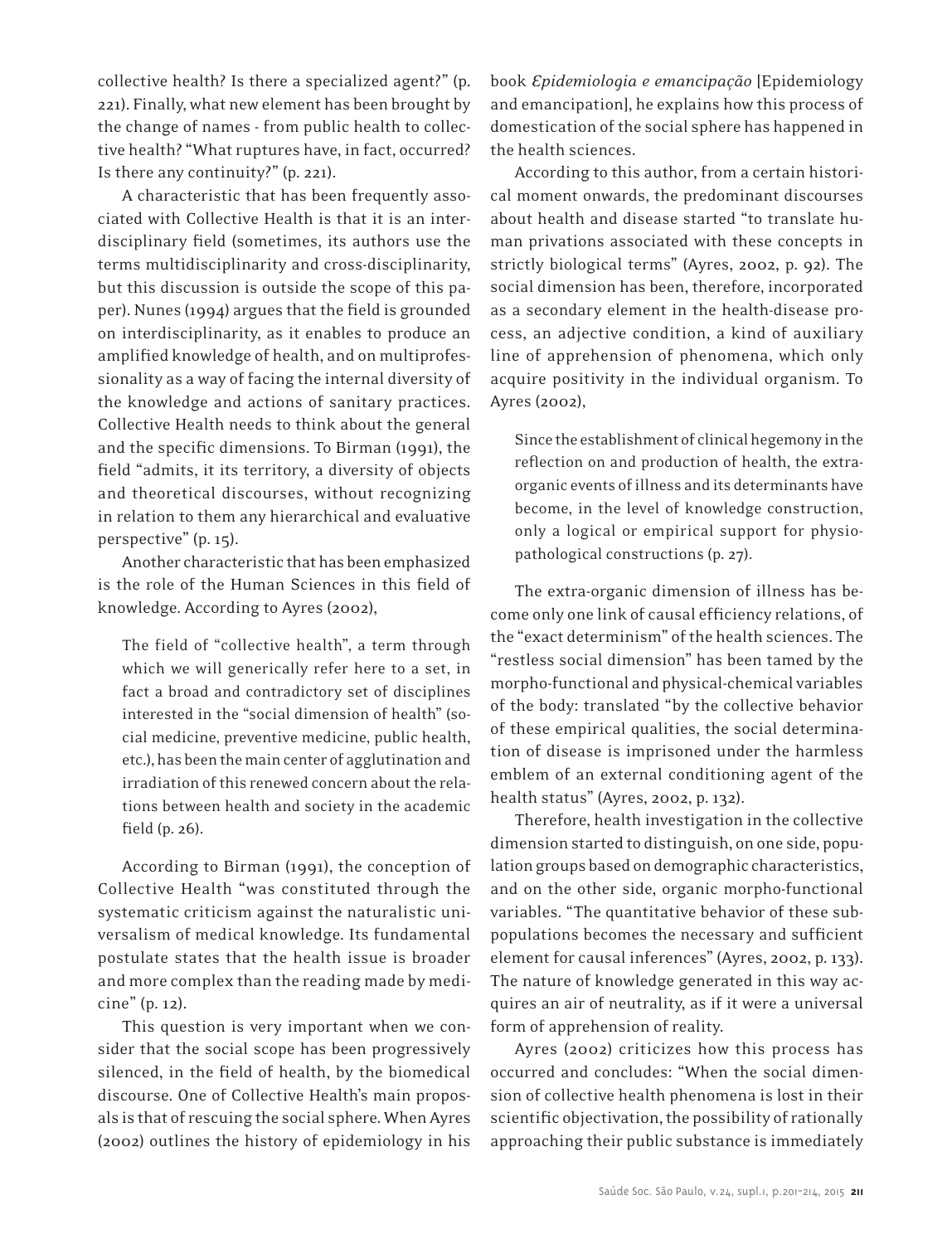collective health? Is there a specialized agent?" (p. 221). Finally, what new element has been brought by the change of names - from public health to collective health? "What ruptures have, in fact, occurred? Is there any continuity?" (p. 221).

A characteristic that has been frequently associated with Collective Health is that it is an interdisciplinary field (sometimes, its authors use the terms multidisciplinarity and cross-disciplinarity, but this discussion is outside the scope of this paper). Nunes (1994) argues that the field is grounded on interdisciplinarity, as it enables to produce an amplified knowledge of health, and on multiprofessionality as a way of facing the internal diversity of the knowledge and actions of sanitary practices. Collective Health needs to think about the general and the specific dimensions. To Birman (1991), the field "admits, it its territory, a diversity of objects and theoretical discourses, without recognizing in relation to them any hierarchical and evaluative perspective" (p. 15).

Another characteristic that has been emphasized is the role of the Human Sciences in this field of knowledge. According to Ayres (2002),

> The field of "collective health", a term through which we will generically refer here to a set, in fact a broad and contradictory set of disciplines interested in the "social dimension of health" (social medicine, preventive medicine, public health, etc.), has been the main center of agglutination and irradiation of this renewed concern about the relations between health and society in the academic field (p. 26).

According to Birman (1991), the conception of Collective Health "was constituted through the systematic criticism against the naturalistic universalism of medical knowledge. Its fundamental postulate states that the health issue is broader and more complex than the reading made by medicine" (p. 12).

This question is very important when we consider that the social scope has been progressively silenced, in the field of health, by the biomedical discourse. One of Collective Health's main proposals is that of rescuing the social sphere. When Ayres (2002) outlines the history of epidemiology in his book *Epidemiologia e emancipação* [Epidemiology and emancipation], he explains how this process of domestication of the social sphere has happened in the health sciences.

According to this author, from a certain historical moment onwards, the predominant discourses about health and disease started "to translate human privations associated with these concepts in strictly biological terms" (Ayres, 2002, p. 92). The social dimension has been, therefore, incorporated as a secondary element in the health-disease process, an adjective condition, a kind of auxiliary line of apprehension of phenomena, which only acquire positivity in the individual organism. To Ayres (2002),

> Since the establishment of clinical hegemony in the reflection on and production of health, the extra-organic events of illness and its determinants have become, in the level of knowledge construction, only a logical or empirical support for physio-pathological constructions (p. 27).

The extra-organic dimension of illness has become only one link of causal efficiency relations, of the "exact determinism" of the health sciences. The "restless social dimension" has been tamed by the morpho-functional and physical-chemical variables of the body: translated "by the collective behavior of these empirical qualities, the social determination of disease is imprisoned under the harmless emblem of an external conditioning agent of the health status" (Ayres, 2002, p. 132).

Therefore, health investigation in the collective dimension started to distinguish, on one side, population groups based on demographic characteristics, and on the other side, organic morpho-functional variables. "The quantitative behavior of these subpopulations becomes the necessary and sufficient element for causal inferences" (Ayres, 2002, p. 133). The nature of knowledge generated in this way acquires an air of neutrality, as if it were a universal form of apprehension of reality.

Ayres (2002) criticizes how this process has occurred and concludes: "When the social dimension of collective health phenomena is lost in their scientific objectivation, the possibility of rationally approaching their public substance is immediately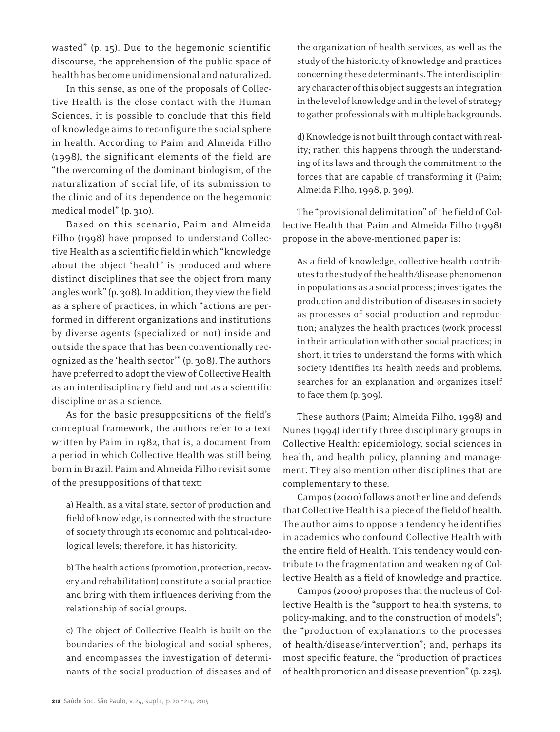wasted" (p. 15). Due to the hegemonic scientific discourse, the apprehension of the public space of health has become unidimensional and naturalized.

In this sense, as one of the proposals of Collective Health is the close contact with the Human Sciences, it is possible to conclude that this field of knowledge aims to reconfigure the social sphere in health. According to Paim and Almeida Filho (1998), the significant elements of the field are "the overcoming of the dominant biologism, of the naturalization of social life, of its submission to the clinic and of its dependence on the hegemonic medical model" (p. 310).

Based on this scenario, Paim and Almeida Filho (1998) have proposed to understand Collective Health as a scientific field in which "knowledge about the object 'health' is produced and where distinct disciplines that see the object from many angles work" (p. 308). In addition, they view the field as a sphere of practices, in which "actions are performed in different organizations and institutions by diverse agents (specialized or not) inside and outside the space that has been conventionally recognized as the 'health sector'" (p. 308). The authors have preferred to adopt the view of Collective Health as an interdisciplinary field and not as a scientific discipline or as a science.

As for the basic presuppositions of the field's conceptual framework, the authors refer to a text written by Paim in 1982, that is, a document from a period in which Collective Health was still being born in Brazil. Paim and Almeida Filho revisit some of the presuppositions of that text:

> a) Health, as a vital state, sector of production and field of knowledge, is connected with the structure of society through its economic and political-ideological levels; therefore, it has historicity.
>
> b) The health actions (promotion, protection, recovery and rehabilitation) constitute a social practice and bring with them influences deriving from the relationship of social groups.
>
> c) The object of Collective Health is built on the boundaries of the biological and social spheres, and encompasses the investigation of determinants of the social production of diseases and of the organization of health services, as well as the study of the historicity of knowledge and practices concerning these determinants. The interdisciplinary character of this object suggests an integration in the level of knowledge and in the level of strategy to gather professionals with multiple backgrounds.
>
> d) Knowledge is not built through contact with reality; rather, this happens through the understanding of its laws and through the commitment to the forces that are capable of transforming it (Paim; Almeida Filho, 1998, p. 309).

The "provisional delimitation" of the field of Collective Health that Paim and Almeida Filho (1998) propose in the above-mentioned paper is:

> As a field of knowledge, collective health contributes to the study of the health/disease phenomenon in populations as a social process; investigates the production and distribution of diseases in society as processes of social production and reproduction; analyzes the health practices (work process) in their articulation with other social practices; in short, it tries to understand the forms with which society identifies its health needs and problems, searches for an explanation and organizes itself to face them (p. 309).

These authors (Paim; Almeida Filho, 1998) and Nunes (1994) identify three disciplinary groups in Collective Health: epidemiology, social sciences in health, and health policy, planning and management. They also mention other disciplines that are complementary to these.

Campos (2000) follows another line and defends that Collective Health is a piece of the field of health. The author aims to oppose a tendency he identifies in academics who confound Collective Health with the entire field of Health. This tendency would contribute to the fragmentation and weakening of Collective Health as a field of knowledge and practice.

Campos (2000) proposes that the nucleus of Collective Health is the "support to health systems, to policy-making, and to the construction of models"; the "production of explanations to the processes of health/disease/intervention"; and, perhaps its most specific feature, the "production of practices of health promotion and disease prevention" (p. 225).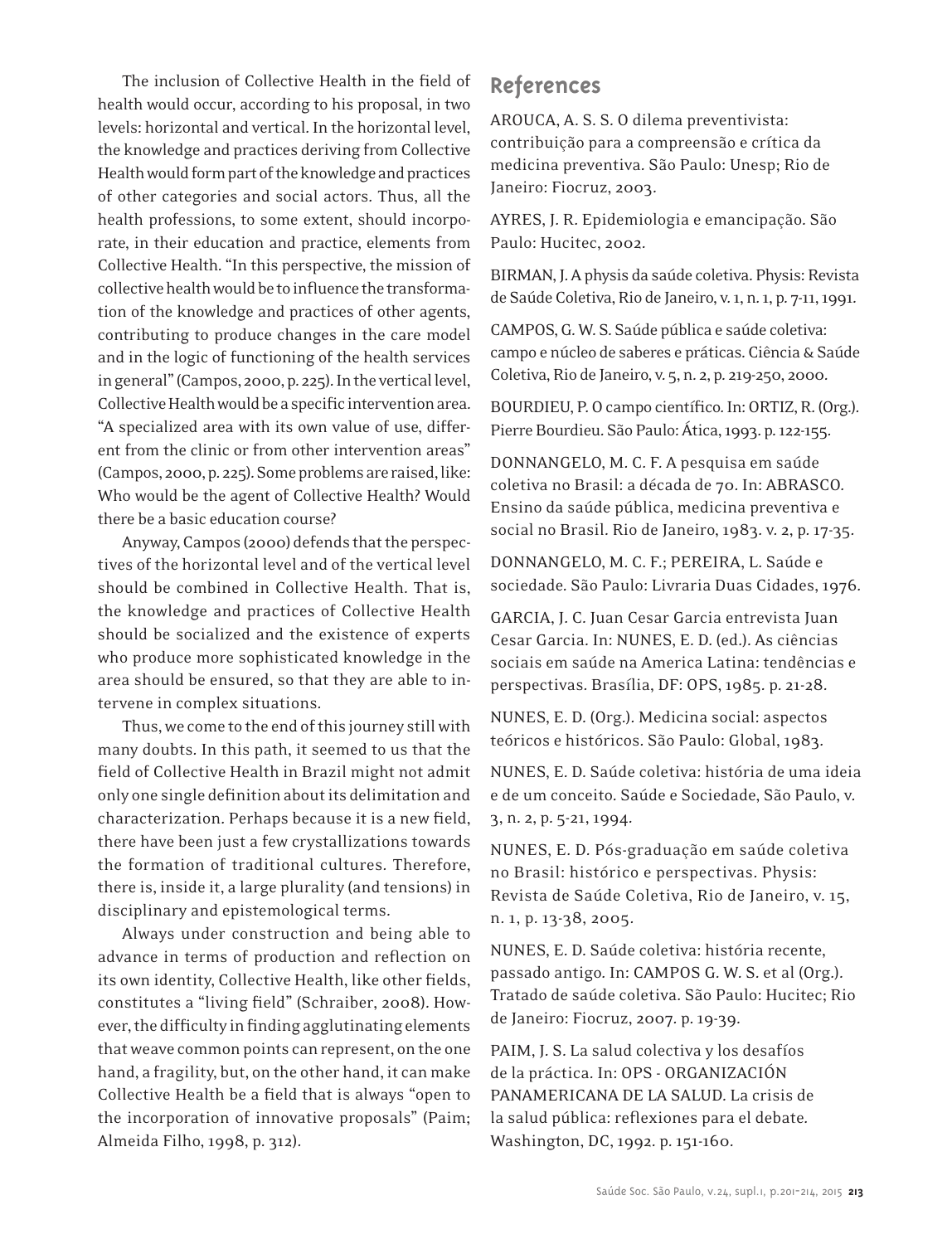The inclusion of Collective Health in the field of health would occur, according to his proposal, in two levels: horizontal and vertical. In the horizontal level, the knowledge and practices deriving from Collective Health would form part of the knowledge and practices of other categories and social actors. Thus, all the health professions, to some extent, should incorporate, in their education and practice, elements from Collective Health. "In this perspective, the mission of collective health would be to influence the transformation of the knowledge and practices of other agents, contributing to produce changes in the care model and in the logic of functioning of the health services in general" (Campos, 2000, p. 225). In the vertical level, Collective Health would be a specific intervention area. "A specialized area with its own value of use, different from the clinic or from other intervention areas" (Campos, 2000, p. 225). Some problems are raised, like: Who would be the agent of Collective Health? Would there be a basic education course?

Anyway, Campos (2000) defends that the perspectives of the horizontal level and of the vertical level should be combined in Collective Health. That is, the knowledge and practices of Collective Health should be socialized and the existence of experts who produce more sophisticated knowledge in the area should be ensured, so that they are able to intervene in complex situations.

Thus, we come to the end of this journey still with many doubts. In this path, it seemed to us that the field of Collective Health in Brazil might not admit only one single definition about its delimitation and characterization. Perhaps because it is a new field, there have been just a few crystallizations towards the formation of traditional cultures. Therefore, there is, inside it, a large plurality (and tensions) in disciplinary and epistemological terms.

Always under construction and being able to advance in terms of production and reflection on its own identity, Collective Health, like other fields, constitutes a "living field" (Schraiber, 2008). However, the difficulty in finding agglutinating elements that weave common points can represent, on the one hand, a fragility, but, on the other hand, it can make Collective Health be a field that is always "open to the incorporation of innovative proposals" (Paim; Almeida Filho, 1998, p. 312).

## References

AROUCA, A. S. S. O dilema preventivista: contribuição para a compreensão e crítica da medicina preventiva. São Paulo: Unesp; Rio de Janeiro: Fiocruz, 2003.

AYRES, J. R. Epidemiologia e emancipação. São Paulo: Hucitec, 2002.

BIRMAN, J. A physis da saúde coletiva. Physis: Revista de Saúde Coletiva, Rio de Janeiro, v. 1, n. 1, p. 7-11, 1991.

CAMPOS, G. W. S. Saúde pública e saúde coletiva: campo e núcleo de saberes e práticas. Ciência & Saúde Coletiva, Rio de Janeiro, v. 5, n. 2, p. 219-250, 2000.

BOURDIEU, P. O campo científico. In: ORTIZ, R. (Org.). Pierre Bourdieu. São Paulo: Ática, 1993. p. 122-155.

DONNANGELO, M. C. F. A pesquisa em saúde coletiva no Brasil: a década de 70. In: ABRASCO. Ensino da saúde pública, medicina preventiva e social no Brasil. Rio de Janeiro, 1983. v. 2, p. 17-35.

DONNANGELO, M. C. F.; PEREIRA, L. Saúde e sociedade. São Paulo: Livraria Duas Cidades, 1976.

GARCIA, J. C. Juan Cesar Garcia entrevista Juan Cesar Garcia. In: NUNES, E. D. (ed.). As ciências sociais em saúde na America Latina: tendências e perspectivas. Brasília, DF: OPS, 1985. p. 21-28.

NUNES, E. D. (Org.). Medicina social: aspectos teóricos e históricos. São Paulo: Global, 1983.

NUNES, E. D. Saúde coletiva: história de uma ideia e de um conceito. Saúde e Sociedade, São Paulo, v. 3, n. 2, p. 5-21, 1994.

NUNES, E. D. Pós-graduação em saúde coletiva no Brasil: histórico e perspectivas. Physis: Revista de Saúde Coletiva, Rio de Janeiro, v. 15, n. 1, p. 13-38, 2005.

NUNES, E. D. Saúde coletiva: história recente, passado antigo. In: CAMPOS G. W. S. et al (Org.). Tratado de saúde coletiva. São Paulo: Hucitec; Rio de Janeiro: Fiocruz, 2007. p. 19-39.

PAIM, J. S. La salud colectiva y los desafíos de la práctica. In: OPS - ORGANIZACIÓN PANAMERICANA DE LA SALUD. La crisis de la salud pública: reflexiones para el debate. Washington, DC, 1992. p. 151-160.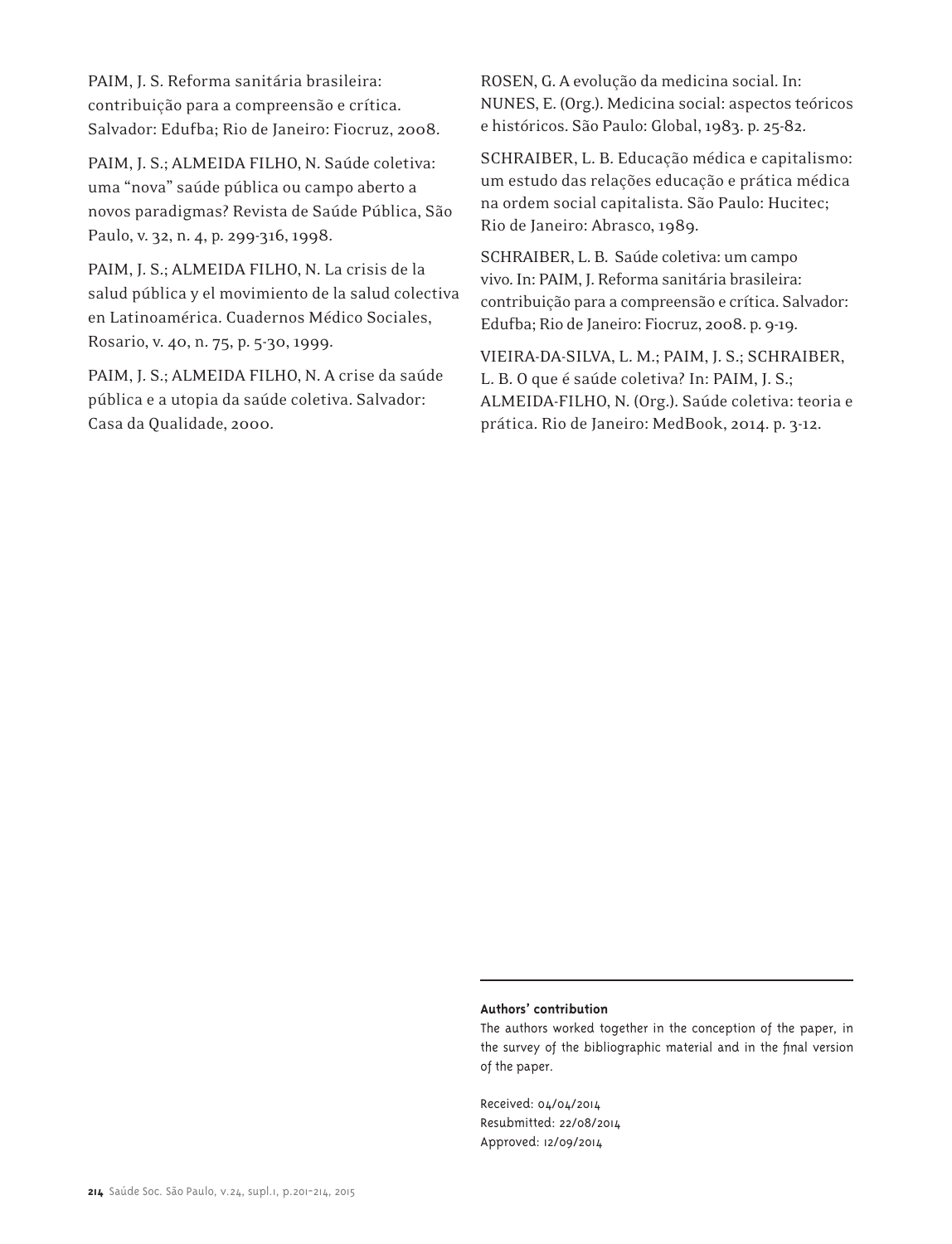PAIM, J. S. Reforma sanitária brasileira: contribuição para a compreensão e crítica. Salvador: Edufba; Rio de Janeiro: Fiocruz, 2008.

PAIM, J. S.; ALMEIDA FILHO, N. Saúde coletiva: uma "nova" saúde pública ou campo aberto a novos paradigmas? Revista de Saúde Pública, São Paulo, v. 32, n. 4, p. 299-316, 1998.

PAIM, J. S.; ALMEIDA FILHO, N. La crisis de la salud pública y el movimiento de la salud colectiva en Latinoamérica. Cuadernos Médico Sociales, Rosario, v. 40, n. 75, p. 5-30, 1999.

PAIM, J. S.; ALMEIDA FILHO, N. A crise da saúde pública e a utopia da saúde coletiva. Salvador: Casa da Qualidade, 2000.

ROSEN, G. A evolução da medicina social. In: NUNES, E. (Org.). Medicina social: aspectos teóricos e históricos. São Paulo: Global, 1983. p. 25-82.

SCHRAIBER, L. B. Educação médica e capitalismo: um estudo das relações educação e prática médica na ordem social capitalista. São Paulo: Hucitec; Rio de Janeiro: Abrasco, 1989.

SCHRAIBER, L. B. Saúde coletiva: um campo vivo. In: PAIM, J. Reforma sanitária brasileira: contribuição para a compreensão e crítica. Salvador: Edufba; Rio de Janeiro: Fiocruz, 2008. p. 9-19.

VIEIRA-DA-SILVA, L. M.; PAIM, J. S.; SCHRAIBER, L. B. O que é saúde coletiva? In: PAIM, J. S.; ALMEIDA-FILHO, N. (Org.). Saúde coletiva: teoria e prática. Rio de Janeiro: MedBook, 2014. p. 3-12.

**Authors' contribution**

The authors worked together in the conception of the paper, in the survey of the bibliographic material and in the final version of the paper.

Received: 04/04/2014
Resubmitted: 22/08/2014
Approved: 12/09/2014